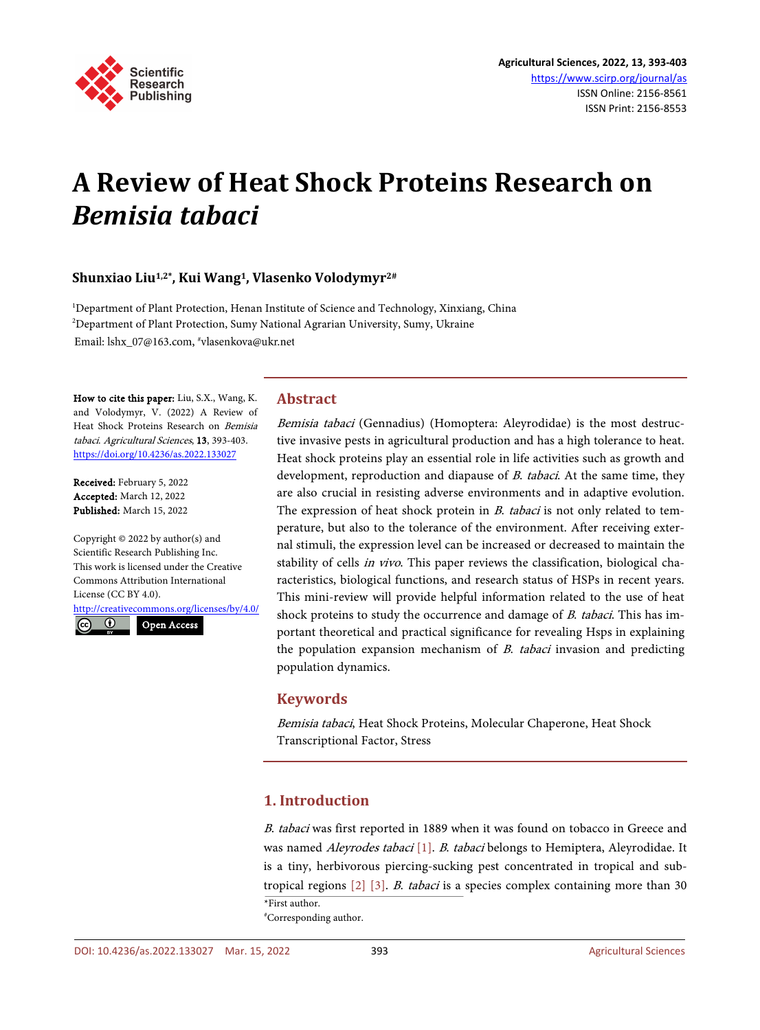# A Review of Heat Shock Proteins Research on *Bemisia tabaci*

**Shunxiao Liu[1,2*], Kui Wang[1], Vlasenko Volodymyr[2#]**

[1]Department of Plant Protection, Henan Institute of Science and Technology, Xinxiang, China
[2]Department of Plant Protection, Sumy National Agrarian University, Sumy, Ukraine
Email: lshx_07@163.com, #vlasenkova@ukr.net

**How to cite this paper:** Liu, S.X., Wang, K. and Volodymyr, V. (2022) A Review of Heat Shock Proteins Research on *Bemisia tabaci*. *Agricultural Sciences*, **13**, 393-403.
https://doi.org/10.4236/as.2022.133027

**Received:** February 5, 2022
**Accepted:** March 12, 2022
**Published:** March 15, 2022

Copyright © 2022 by author(s) and Scientific Research Publishing Inc.
This work is licensed under the Creative Commons Attribution International License (CC BY 4.0).
http://creativecommons.org/licenses/by/4.0/
Open Access

## Abstract

*Bemisia tabaci* (Gennadius) (Homoptera: Aleyrodidae) is the most destructive invasive pests in agricultural production and has a high tolerance to heat. Heat shock proteins play an essential role in life activities such as growth and development, reproduction and diapause of *B. tabaci*. At the same time, they are also crucial in resisting adverse environments and in adaptive evolution. The expression of heat shock protein in *B. tabaci* is not only related to temperature, but also to the tolerance of the environment. After receiving external stimuli, the expression level can be increased or decreased to maintain the stability of cells *in vivo*. This paper reviews the classification, biological characteristics, biological functions, and research status of HSPs in recent years. This mini-review will provide helpful information related to the use of heat shock proteins to study the occurrence and damage of *B. tabaci*. This has important theoretical and practical significance for revealing Hsps in explaining the population expansion mechanism of *B. tabaci* invasion and predicting population dynamics.

## Keywords

*Bemisia tabaci*, Heat Shock Proteins, Molecular Chaperone, Heat Shock Transcriptional Factor, Stress

## 1. Introduction

*B. tabaci* was first reported in 1889 when it was found on tobacco in Greece and was named *Aleyrodes tabaci* [1]. *B. tabaci* belongs to Hemiptera, Aleyrodidae. It is a tiny, herbivorous piercing-sucking pest concentrated in tropical and subtropical regions [2] [3]. *B. tabaci* is a species complex containing more than 30

*First author.
#Corresponding author.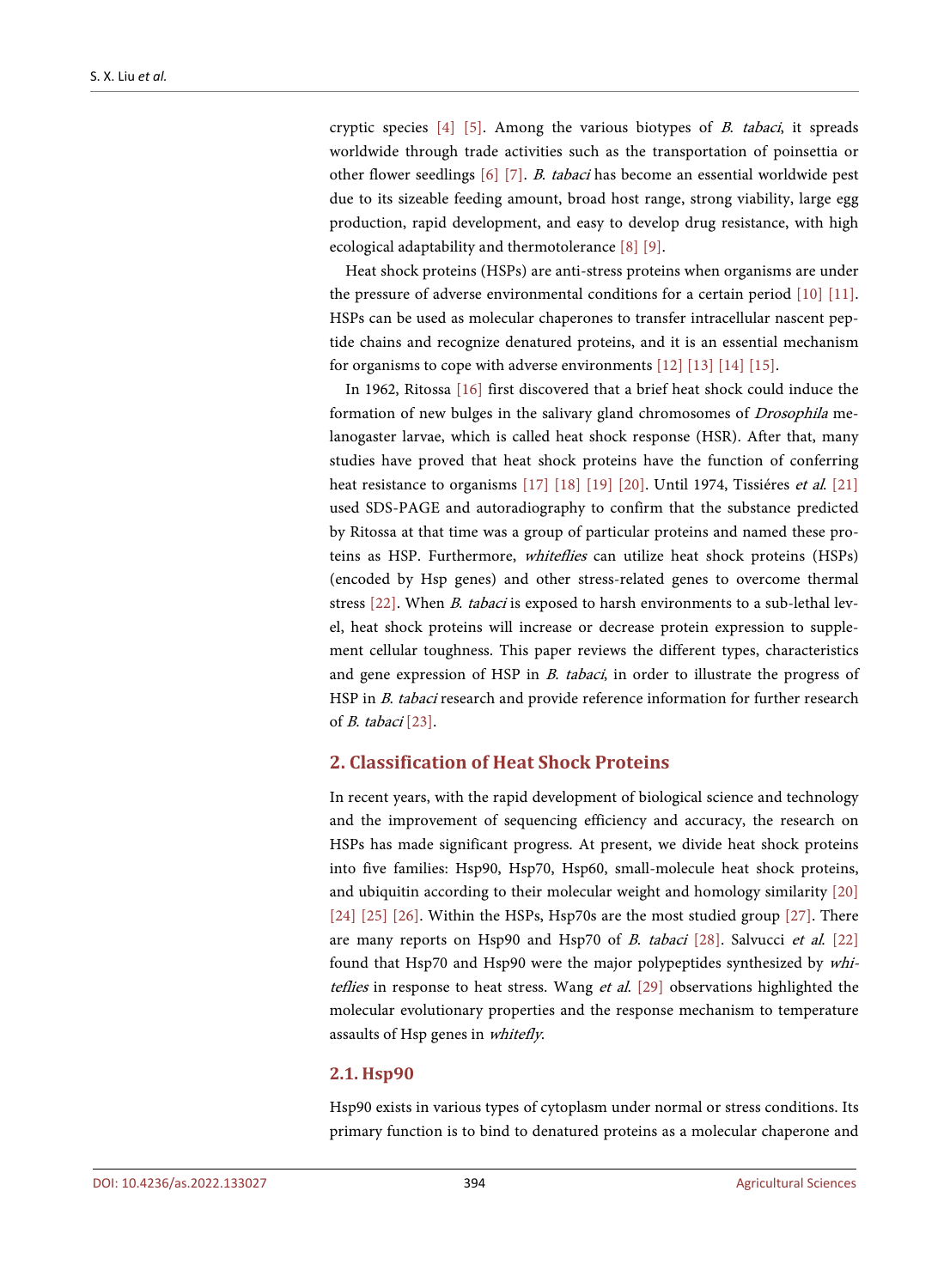cryptic species [4] [5]. Among the various biotypes of *B. tabaci*, it spreads worldwide through trade activities such as the transportation of poinsettia or other flower seedlings [6] [7]. *B. tabaci* has become an essential worldwide pest due to its sizeable feeding amount, broad host range, strong viability, large egg production, rapid development, and easy to develop drug resistance, with high ecological adaptability and thermotolerance [8] [9].

Heat shock proteins (HSPs) are anti-stress proteins when organisms are under the pressure of adverse environmental conditions for a certain period [10] [11]. HSPs can be used as molecular chaperones to transfer intracellular nascent peptide chains and recognize denatured proteins, and it is an essential mechanism for organisms to cope with adverse environments [12] [13] [14] [15].

In 1962, Ritossa [16] first discovered that a brief heat shock could induce the formation of new bulges in the salivary gland chromosomes of *Drosophila* melanogaster larvae, which is called heat shock response (HSR). After that, many studies have proved that heat shock proteins have the function of conferring heat resistance to organisms [17] [18] [19] [20]. Until 1974, Tissiéres *et al.* [21] used SDS-PAGE and autoradiography to confirm that the substance predicted by Ritossa at that time was a group of particular proteins and named these proteins as HSP. Furthermore, *whiteflies* can utilize heat shock proteins (HSPs) (encoded by Hsp genes) and other stress-related genes to overcome thermal stress [22]. When *B. tabaci* is exposed to harsh environments to a sub-lethal level, heat shock proteins will increase or decrease protein expression to supplement cellular toughness. This paper reviews the different types, characteristics and gene expression of HSP in *B. tabaci*, in order to illustrate the progress of HSP in *B. tabaci* research and provide reference information for further research of *B. tabaci* [23].

## 2. Classification of Heat Shock Proteins

In recent years, with the rapid development of biological science and technology and the improvement of sequencing efficiency and accuracy, the research on HSPs has made significant progress. At present, we divide heat shock proteins into five families: Hsp90, Hsp70, Hsp60, small-molecule heat shock proteins, and ubiquitin according to their molecular weight and homology similarity [20] [24] [25] [26]. Within the HSPs, Hsp70s are the most studied group [27]. There are many reports on Hsp90 and Hsp70 of *B. tabaci* [28]. Salvucci *et al.* [22] found that Hsp70 and Hsp90 were the major polypeptides synthesized by *whiteflies* in response to heat stress. Wang *et al.* [29] observations highlighted the molecular evolutionary properties and the response mechanism to temperature assaults of Hsp genes in *whitefly*.

### 2.1. Hsp90

Hsp90 exists in various types of cytoplasm under normal or stress conditions. Its primary function is to bind to denatured proteins as a molecular chaperone and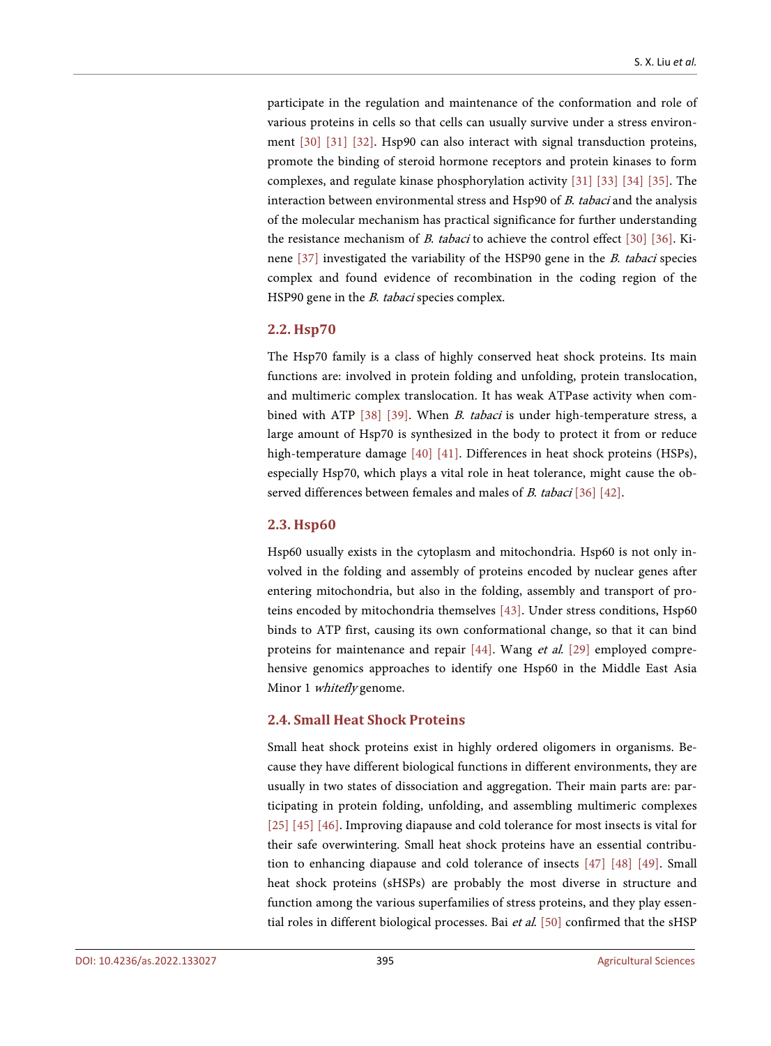participate in the regulation and maintenance of the conformation and role of various proteins in cells so that cells can usually survive under a stress environment [30] [31] [32]. Hsp90 can also interact with signal transduction proteins, promote the binding of steroid hormone receptors and protein kinases to form complexes, and regulate kinase phosphorylation activity [31] [33] [34] [35]. The interaction between environmental stress and Hsp90 of *B. tabaci* and the analysis of the molecular mechanism has practical significance for further understanding the resistance mechanism of *B. tabaci* to achieve the control effect [30] [36]. Kinene [37] investigated the variability of the HSP90 gene in the *B. tabaci* species complex and found evidence of recombination in the coding region of the HSP90 gene in the *B. tabaci* species complex.

## 2.2. Hsp70

The Hsp70 family is a class of highly conserved heat shock proteins. Its main functions are: involved in protein folding and unfolding, protein translocation, and multimeric complex translocation. It has weak ATPase activity when combined with ATP [38] [39]. When *B. tabaci* is under high-temperature stress, a large amount of Hsp70 is synthesized in the body to protect it from or reduce high-temperature damage [40] [41]. Differences in heat shock proteins (HSPs), especially Hsp70, which plays a vital role in heat tolerance, might cause the observed differences between females and males of *B. tabaci* [36] [42].

## 2.3. Hsp60

Hsp60 usually exists in the cytoplasm and mitochondria. Hsp60 is not only involved in the folding and assembly of proteins encoded by nuclear genes after entering mitochondria, but also in the folding, assembly and transport of proteins encoded by mitochondria themselves [43]. Under stress conditions, Hsp60 binds to ATP first, causing its own conformational change, so that it can bind proteins for maintenance and repair [44]. Wang *et al.* [29] employed comprehensive genomics approaches to identify one Hsp60 in the Middle East Asia Minor 1 *whitefly* genome.

## 2.4. Small Heat Shock Proteins

Small heat shock proteins exist in highly ordered oligomers in organisms. Because they have different biological functions in different environments, they are usually in two states of dissociation and aggregation. Their main parts are: participating in protein folding, unfolding, and assembling multimeric complexes [25] [45] [46]. Improving diapause and cold tolerance for most insects is vital for their safe overwintering. Small heat shock proteins have an essential contribution to enhancing diapause and cold tolerance of insects [47] [48] [49]. Small heat shock proteins (sHSPs) are probably the most diverse in structure and function among the various superfamilies of stress proteins, and they play essential roles in different biological processes. Bai *et al.* [50] confirmed that the sHSP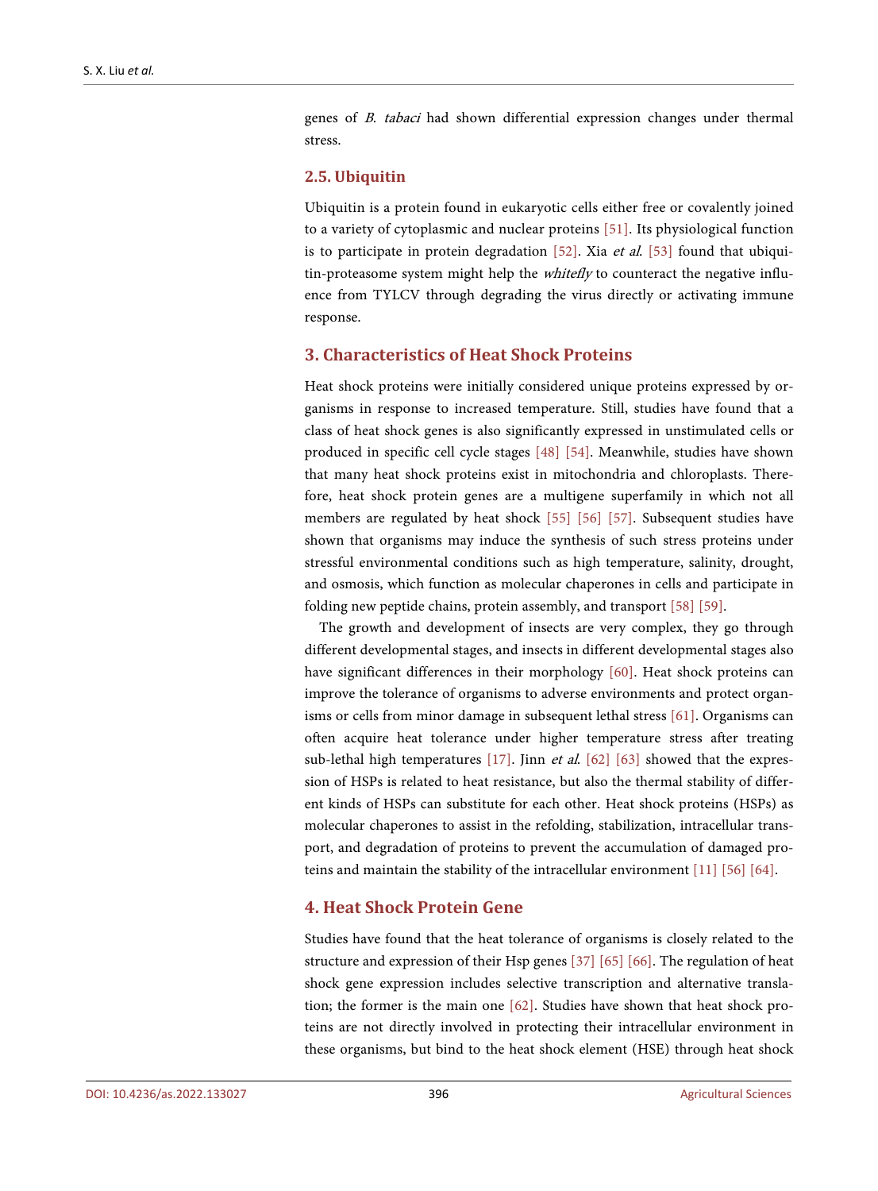genes of *B. tabaci* had shown differential expression changes under thermal stress.

### 2.5. Ubiquitin

Ubiquitin is a protein found in eukaryotic cells either free or covalently joined to a variety of cytoplasmic and nuclear proteins [51]. Its physiological function is to participate in protein degradation [52]. Xia *et al.* [53] found that ubiquitin-proteasome system might help the *whitefly* to counteract the negative influence from TYLCV through degrading the virus directly or activating immune response.

## 3. Characteristics of Heat Shock Proteins

Heat shock proteins were initially considered unique proteins expressed by organisms in response to increased temperature. Still, studies have found that a class of heat shock genes is also significantly expressed in unstimulated cells or produced in specific cell cycle stages [48] [54]. Meanwhile, studies have shown that many heat shock proteins exist in mitochondria and chloroplasts. Therefore, heat shock protein genes are a multigene superfamily in which not all members are regulated by heat shock [55] [56] [57]. Subsequent studies have shown that organisms may induce the synthesis of such stress proteins under stressful environmental conditions such as high temperature, salinity, drought, and osmosis, which function as molecular chaperones in cells and participate in folding new peptide chains, protein assembly, and transport [58] [59].

The growth and development of insects are very complex, they go through different developmental stages, and insects in different developmental stages also have significant differences in their morphology [60]. Heat shock proteins can improve the tolerance of organisms to adverse environments and protect organisms or cells from minor damage in subsequent lethal stress [61]. Organisms can often acquire heat tolerance under higher temperature stress after treating sub-lethal high temperatures [17]. Jinn *et al.* [62] [63] showed that the expression of HSPs is related to heat resistance, but also the thermal stability of different kinds of HSPs can substitute for each other. Heat shock proteins (HSPs) as molecular chaperones to assist in the refolding, stabilization, intracellular transport, and degradation of proteins to prevent the accumulation of damaged proteins and maintain the stability of the intracellular environment [11] [56] [64].

## 4. Heat Shock Protein Gene

Studies have found that the heat tolerance of organisms is closely related to the structure and expression of their Hsp genes [37] [65] [66]. The regulation of heat shock gene expression includes selective transcription and alternative translation; the former is the main one [62]. Studies have shown that heat shock proteins are not directly involved in protecting their intracellular environment in these organisms, but bind to the heat shock element (HSE) through heat shock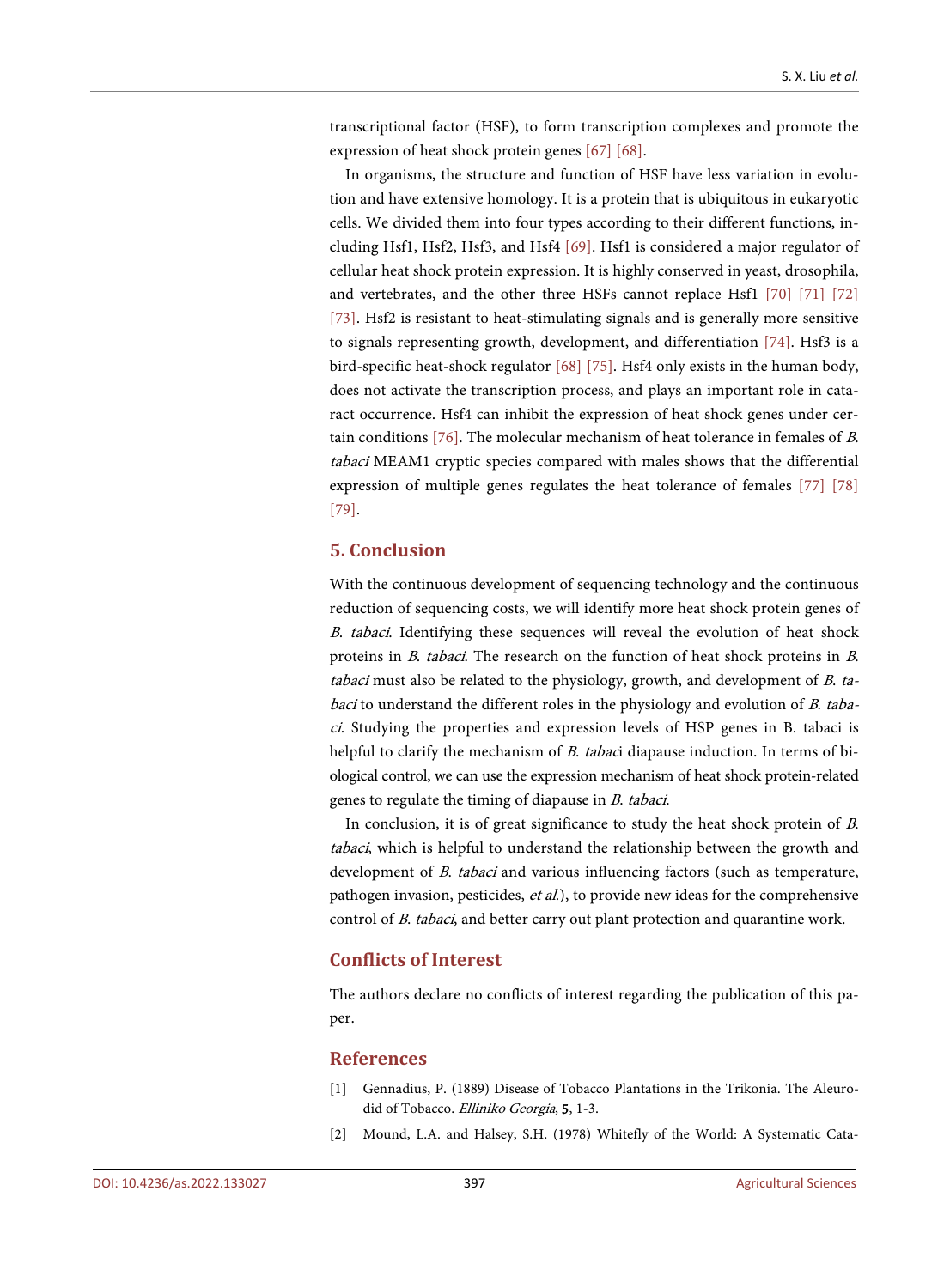transcriptional factor (HSF), to form transcription complexes and promote the expression of heat shock protein genes [67] [68].

In organisms, the structure and function of HSF have less variation in evolution and have extensive homology. It is a protein that is ubiquitous in eukaryotic cells. We divided them into four types according to their different functions, including Hsf1, Hsf2, Hsf3, and Hsf4 [69]. Hsf1 is considered a major regulator of cellular heat shock protein expression. It is highly conserved in yeast, drosophila, and vertebrates, and the other three HSFs cannot replace Hsf1 [70] [71] [72] [73]. Hsf2 is resistant to heat-stimulating signals and is generally more sensitive to signals representing growth, development, and differentiation [74]. Hsf3 is a bird-specific heat-shock regulator [68] [75]. Hsf4 only exists in the human body, does not activate the transcription process, and plays an important role in cataract occurrence. Hsf4 can inhibit the expression of heat shock genes under certain conditions [76]. The molecular mechanism of heat tolerance in females of *B. tabaci* MEAM1 cryptic species compared with males shows that the differential expression of multiple genes regulates the heat tolerance of females [77] [78] [79].

## 5. Conclusion

With the continuous development of sequencing technology and the continuous reduction of sequencing costs, we will identify more heat shock protein genes of *B. tabaci*. Identifying these sequences will reveal the evolution of heat shock proteins in *B. tabaci*. The research on the function of heat shock proteins in *B. tabaci* must also be related to the physiology, growth, and development of *B. tabaci* to understand the different roles in the physiology and evolution of *B. tabaci*. Studying the properties and expression levels of HSP genes in B. tabaci is helpful to clarify the mechanism of *B. tabac*i diapause induction. In terms of biological control, we can use the expression mechanism of heat shock protein-related genes to regulate the timing of diapause in *B. tabaci*.

In conclusion, it is of great significance to study the heat shock protein of *B. tabaci*, which is helpful to understand the relationship between the growth and development of *B. tabaci* and various influencing factors (such as temperature, pathogen invasion, pesticides, *et al.*), to provide new ideas for the comprehensive control of *B. tabaci*, and better carry out plant protection and quarantine work.

## Conflicts of Interest

The authors declare no conflicts of interest regarding the publication of this paper.

## References

[1] Gennadius, P. (1889) Disease of Tobacco Plantations in the Trikonia. The Aleurodid of Tobacco. *Elliniko Georgia*, **5**, 1-3.

[2] Mound, L.A. and Halsey, S.H. (1978) Whitefly of the World: A Systematic Cata-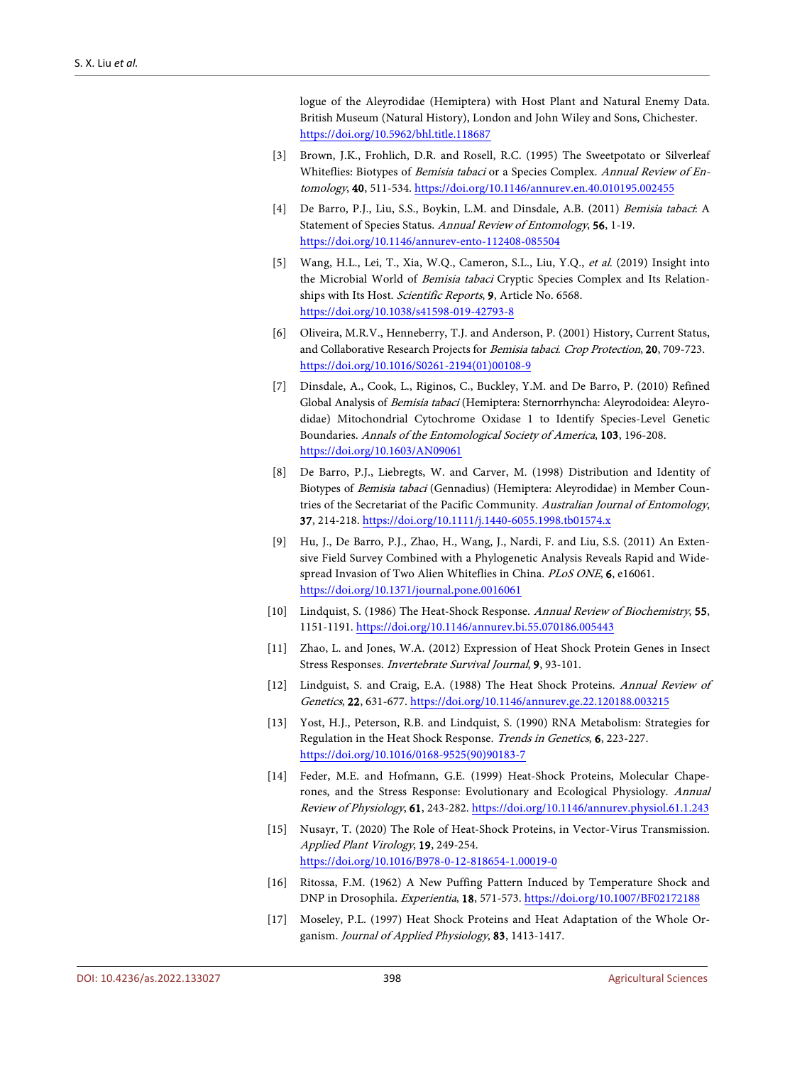logue of the Aleyrodidae (Hemiptera) with Host Plant and Natural Enemy Data. British Museum (Natural History), London and John Wiley and Sons, Chichester. https://doi.org/10.5962/bhl.title.118687

[3] Brown, J.K., Frohlich, D.R. and Rosell, R.C. (1995) The Sweetpotato or Silverleaf Whiteflies: Biotypes of *Bemisia tabaci* or a Species Complex. *Annual Review of Entomology*, **40**, 511-534. https://doi.org/10.1146/annurev.en.40.010195.002455

[4] De Barro, P.J., Liu, S.S., Boykin, L.M. and Dinsdale, A.B. (2011) *Bemisia tabaci*: A Statement of Species Status. *Annual Review of Entomology*, **56**, 1-19. https://doi.org/10.1146/annurev-ento-112408-085504

[5] Wang, H.L., Lei, T., Xia, W.Q., Cameron, S.L., Liu, Y.Q., *et al*. (2019) Insight into the Microbial World of *Bemisia tabaci* Cryptic Species Complex and Its Relationships with Its Host. *Scientific Reports*, **9**, Article No. 6568. https://doi.org/10.1038/s41598-019-42793-8

[6] Oliveira, M.R.V., Henneberry, T.J. and Anderson, P. (2001) History, Current Status, and Collaborative Research Projects for *Bemisia tabaci*. *Crop Protection*, **20**, 709-723. https://doi.org/10.1016/S0261-2194(01)00108-9

[7] Dinsdale, A., Cook, L., Riginos, C., Buckley, Y.M. and De Barro, P. (2010) Refined Global Analysis of *Bemisia tabaci* (Hemiptera: Sternorrhyncha: Aleyrodoidea: Aleyrodidae) Mitochondrial Cytochrome Oxidase 1 to Identify Species-Level Genetic Boundaries. *Annals of the Entomological Society of America*, **103**, 196-208. https://doi.org/10.1603/AN09061

[8] De Barro, P.J., Liebregts, W. and Carver, M. (1998) Distribution and Identity of Biotypes of *Bemisia tabaci* (Gennadius) (Hemiptera: Aleyrodidae) in Member Countries of the Secretariat of the Pacific Community. *Australian Journal of Entomology*, **37**, 214-218. https://doi.org/10.1111/j.1440-6055.1998.tb01574.x

[9] Hu, J., De Barro, P.J., Zhao, H., Wang, J., Nardi, F. and Liu, S.S. (2011) An Extensive Field Survey Combined with a Phylogenetic Analysis Reveals Rapid and Widespread Invasion of Two Alien Whiteflies in China. *PLoS ONE*, **6**, e16061. https://doi.org/10.1371/journal.pone.0016061

[10] Lindquist, S. (1986) The Heat-Shock Response. *Annual Review of Biochemistry*, **55**, 1151-1191. https://doi.org/10.1146/annurev.bi.55.070186.005443

[11] Zhao, L. and Jones, W.A. (2012) Expression of Heat Shock Protein Genes in Insect Stress Responses. *Invertebrate Survival Journal*, **9**, 93-101.

[12] Lindguist, S. and Craig, E.A. (1988) The Heat Shock Proteins. *Annual Review of Genetics*, **22**, 631-677. https://doi.org/10.1146/annurev.ge.22.120188.003215

[13] Yost, H.J., Peterson, R.B. and Lindquist, S. (1990) RNA Metabolism: Strategies for Regulation in the Heat Shock Response. *Trends in Genetics*, **6**, 223-227. https://doi.org/10.1016/0168-9525(90)90183-7

[14] Feder, M.E. and Hofmann, G.E. (1999) Heat-Shock Proteins, Molecular Chaperones, and the Stress Response: Evolutionary and Ecological Physiology. *Annual Review of Physiology*, **61**, 243-282. https://doi.org/10.1146/annurev.physiol.61.1.243

[15] Nusayr, T. (2020) The Role of Heat-Shock Proteins, in Vector-Virus Transmission. *Applied Plant Virology*, **19**, 249-254. https://doi.org/10.1016/B978-0-12-818654-1.00019-0

[16] Ritossa, F.M. (1962) A New Puffing Pattern Induced by Temperature Shock and DNP in Drosophila. *Experientia*, **18**, 571-573. https://doi.org/10.1007/BF02172188

[17] Moseley, P.L. (1997) Heat Shock Proteins and Heat Adaptation of the Whole Organism. *Journal of Applied Physiology*, **83**, 1413-1417.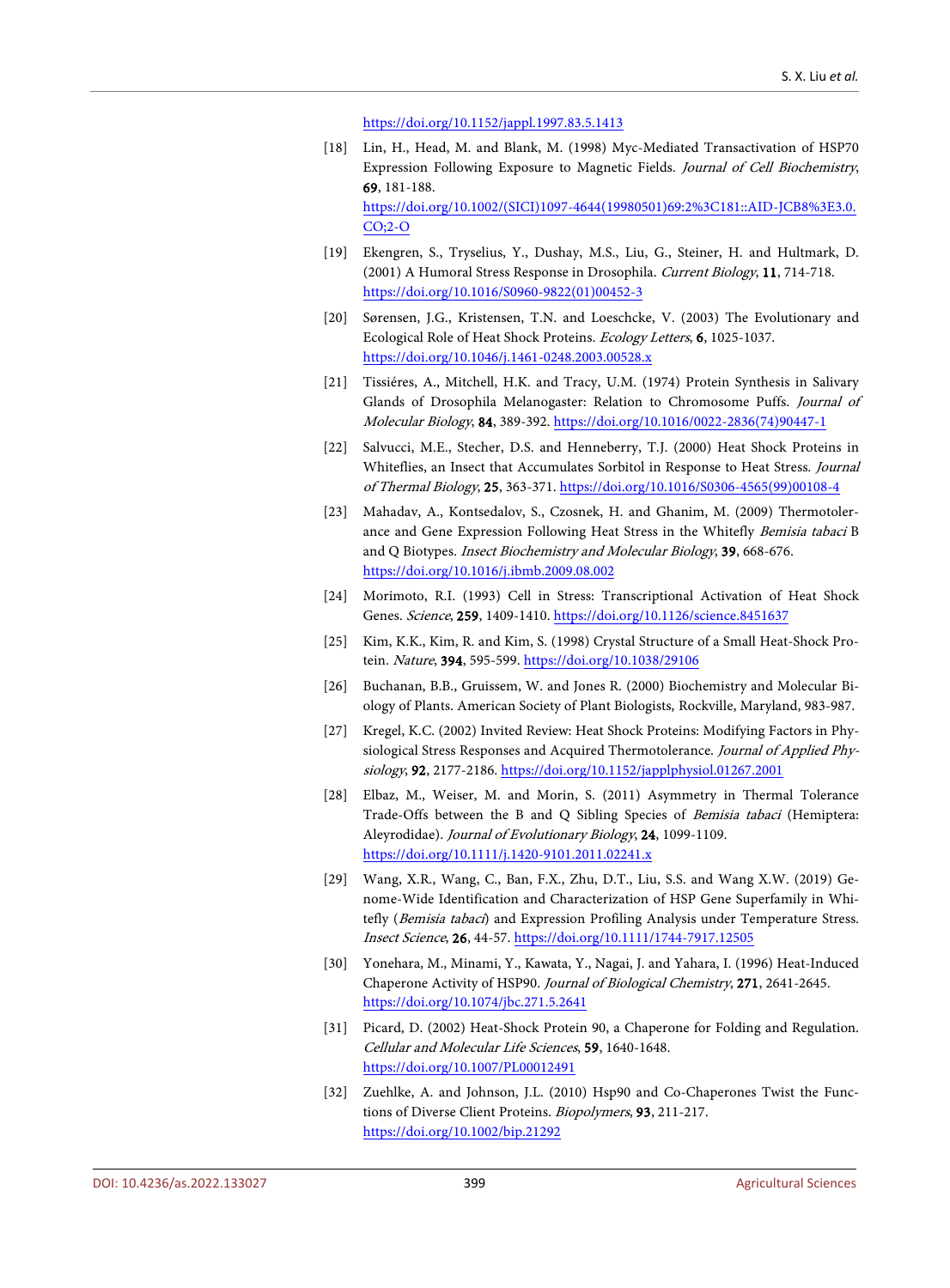https://doi.org/10.1152/jappl.1997.83.5.1413

[18] Lin, H., Head, M. and Blank, M. (1998) Myc-Mediated Transactivation of HSP70 Expression Following Exposure to Magnetic Fields. *Journal of Cell Biochemistry*, **69**, 181-188. https://doi.org/10.1002/(SICI)1097-4644(19980501)69:2%3C181::AID-JCB8%3E3.0.CO;2-O

[19] Ekengren, S., Tryselius, Y., Dushay, M.S., Liu, G., Steiner, H. and Hultmark, D. (2001) A Humoral Stress Response in Drosophila. *Current Biology*, **11**, 714-718. https://doi.org/10.1016/S0960-9822(01)00452-3

[20] Sørensen, J.G., Kristensen, T.N. and Loeschcke, V. (2003) The Evolutionary and Ecological Role of Heat Shock Proteins. *Ecology Letters*, **6**, 1025-1037. https://doi.org/10.1046/j.1461-0248.2003.00528.x

[21] Tissiéres, A., Mitchell, H.K. and Tracy, U.M. (1974) Protein Synthesis in Salivary Glands of Drosophila Melanogaster: Relation to Chromosome Puffs. *Journal of Molecular Biology*, **84**, 389-392. https://doi.org/10.1016/0022-2836(74)90447-1

[22] Salvucci, M.E., Stecher, D.S. and Henneberry, T.J. (2000) Heat Shock Proteins in Whiteflies, an Insect that Accumulates Sorbitol in Response to Heat Stress. *Journal of Thermal Biology*, **25**, 363-371. https://doi.org/10.1016/S0306-4565(99)00108-4

[23] Mahadav, A., Kontsedalov, S., Czosnek, H. and Ghanim, M. (2009) Thermotolerance and Gene Expression Following Heat Stress in the Whitefly *Bemisia tabaci* B and Q Biotypes. *Insect Biochemistry and Molecular Biology*, **39**, 668-676. https://doi.org/10.1016/j.ibmb.2009.08.002

[24] Morimoto, R.I. (1993) Cell in Stress: Transcriptional Activation of Heat Shock Genes. *Science*, **259**, 1409-1410. https://doi.org/10.1126/science.8451637

[25] Kim, K.K., Kim, R. and Kim, S. (1998) Crystal Structure of a Small Heat-Shock Protein. *Nature*, **394**, 595-599. https://doi.org/10.1038/29106

[26] Buchanan, B.B., Gruissem, W. and Jones R. (2000) Biochemistry and Molecular Biology of Plants. American Society of Plant Biologists, Rockville, Maryland, 983-987.

[27] Kregel, K.C. (2002) Invited Review: Heat Shock Proteins: Modifying Factors in Physiological Stress Responses and Acquired Thermotolerance. *Journal of Applied Physiology*, **92**, 2177-2186. https://doi.org/10.1152/japplphysiol.01267.2001

[28] Elbaz, M., Weiser, M. and Morin, S. (2011) Asymmetry in Thermal Tolerance Trade-Offs between the B and Q Sibling Species of *Bemisia tabaci* (Hemiptera: Aleyrodidae). *Journal of Evolutionary Biology*, **24**, 1099-1109. https://doi.org/10.1111/j.1420-9101.2011.02241.x

[29] Wang, X.R., Wang, C., Ban, F.X., Zhu, D.T., Liu, S.S. and Wang X.W. (2019) Genome-Wide Identification and Characterization of HSP Gene Superfamily in Whitefly (*Bemisia tabaci*) and Expression Profiling Analysis under Temperature Stress. *Insect Science*, **26**, 44-57. https://doi.org/10.1111/1744-7917.12505

[30] Yonehara, M., Minami, Y., Kawata, Y., Nagai, J. and Yahara, I. (1996) Heat-Induced Chaperone Activity of HSP90. *Journal of Biological Chemistry*, **271**, 2641-2645. https://doi.org/10.1074/jbc.271.5.2641

[31] Picard, D. (2002) Heat-Shock Protein 90, a Chaperone for Folding and Regulation. *Cellular and Molecular Life Sciences*, **59**, 1640-1648. https://doi.org/10.1007/PL00012491

[32] Zuehlke, A. and Johnson, J.L. (2010) Hsp90 and Co-Chaperones Twist the Functions of Diverse Client Proteins. *Biopolymers*, **93**, 211-217. https://doi.org/10.1002/bip.21292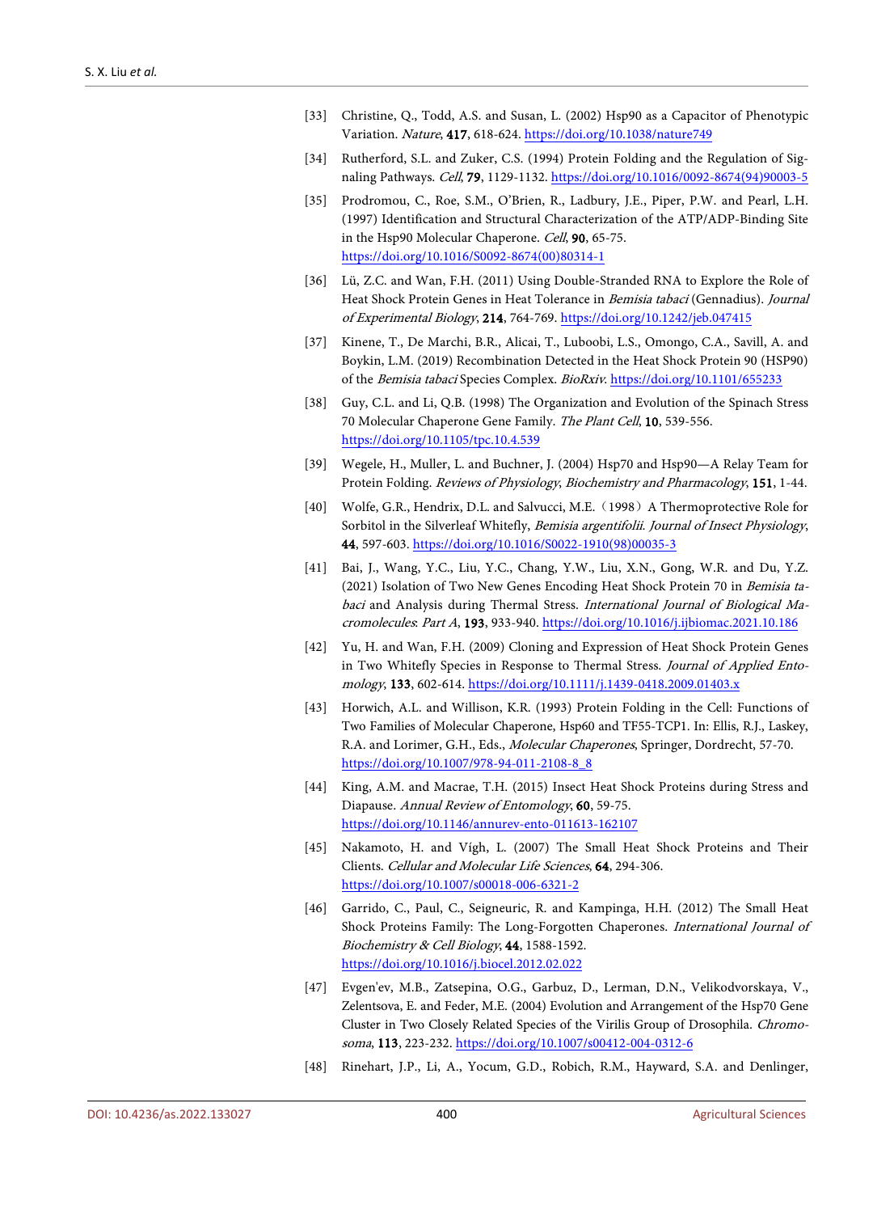[33] Christine, Q., Todd, A.S. and Susan, L. (2002) Hsp90 as a Capacitor of Phenotypic Variation. *Nature*, **417**, 618-624. https://doi.org/10.1038/nature749

[34] Rutherford, S.L. and Zuker, C.S. (1994) Protein Folding and the Regulation of Signaling Pathways. *Cell*, **79**, 1129-1132. https://doi.org/10.1016/0092-8674(94)90003-5

[35] Prodromou, C., Roe, S.M., O'Brien, R., Ladbury, J.E., Piper, P.W. and Pearl, L.H. (1997) Identification and Structural Characterization of the ATP/ADP-Binding Site in the Hsp90 Molecular Chaperone. *Cell*, **90**, 65-75. https://doi.org/10.1016/S0092-8674(00)80314-1

[36] Lü, Z.C. and Wan, F.H. (2011) Using Double-Stranded RNA to Explore the Role of Heat Shock Protein Genes in Heat Tolerance in *Bemisia tabaci* (Gennadius). *Journal of Experimental Biology*, **214**, 764-769. https://doi.org/10.1242/jeb.047415

[37] Kinene, T., De Marchi, B.R., Alicai, T., Luboobi, L.S., Omongo, C.A., Savill, A. and Boykin, L.M. (2019) Recombination Detected in the Heat Shock Protein 90 (HSP90) of the *Bemisia tabaci* Species Complex. *BioRxiv*. https://doi.org/10.1101/655233

[38] Guy, C.L. and Li, Q.B. (1998) The Organization and Evolution of the Spinach Stress 70 Molecular Chaperone Gene Family. *The Plant Cell*, **10**, 539-556. https://doi.org/10.1105/tpc.10.4.539

[39] Wegele, H., Muller, L. and Buchner, J. (2004) Hsp70 and Hsp90—A Relay Team for Protein Folding. *Reviews of Physiology*, *Biochemistry and Pharmacology*, **151**, 1-44.

[40] Wolfe, G.R., Hendrix, D.L. and Salvucci, M.E.（1998）A Thermoprotective Role for Sorbitol in the Silverleaf Whitefly, *Bemisia argentifolii*. *Journal of Insect Physiology*, **44**, 597-603. https://doi.org/10.1016/S0022-1910(98)00035-3

[41] Bai, J., Wang, Y.C., Liu, Y.C., Chang, Y.W., Liu, X.N., Gong, W.R. and Du, Y.Z. (2021) Isolation of Two New Genes Encoding Heat Shock Protein 70 in *Bemisia tabaci* and Analysis during Thermal Stress. *International Journal of Biological Macromolecules*: *Part A*, **193**, 933-940. https://doi.org/10.1016/j.ijbiomac.2021.10.186

[42] Yu, H. and Wan, F.H. (2009) Cloning and Expression of Heat Shock Protein Genes in Two Whitefly Species in Response to Thermal Stress. *Journal of Applied Entomology*, **133**, 602-614. https://doi.org/10.1111/j.1439-0418.2009.01403.x

[43] Horwich, A.L. and Willison, K.R. (1993) Protein Folding in the Cell: Functions of Two Families of Molecular Chaperone, Hsp60 and TF55-TCP1. In: Ellis, R.J., Laskey, R.A. and Lorimer, G.H., Eds., *Molecular Chaperones*, Springer, Dordrecht, 57-70. https://doi.org/10.1007/978-94-011-2108-8_8

[44] King, A.M. and Macrae, T.H. (2015) Insect Heat Shock Proteins during Stress and Diapause. *Annual Review of Entomology*, **60**, 59-75. https://doi.org/10.1146/annurev-ento-011613-162107

[45] Nakamoto, H. and Vígh, L. (2007) The Small Heat Shock Proteins and Their Clients. *Cellular and Molecular Life Sciences*, **64**, 294-306. https://doi.org/10.1007/s00018-006-6321-2

[46] Garrido, C., Paul, C., Seigneuric, R. and Kampinga, H.H. (2012) The Small Heat Shock Proteins Family: The Long-Forgotten Chaperones. *International Journal of Biochemistry & Cell Biology*, **44**, 1588-1592. https://doi.org/10.1016/j.biocel.2012.02.022

[47] Evgen'ev, M.B., Zatsepina, O.G., Garbuz, D., Lerman, D.N., Velikodvorskaya, V., Zelentsova, E. and Feder, M.E. (2004) Evolution and Arrangement of the Hsp70 Gene Cluster in Two Closely Related Species of the Virilis Group of Drosophila. *Chromosoma*, **113**, 223-232. https://doi.org/10.1007/s00412-004-0312-6

[48] Rinehart, J.P., Li, A., Yocum, G.D., Robich, R.M., Hayward, S.A. and Denlinger,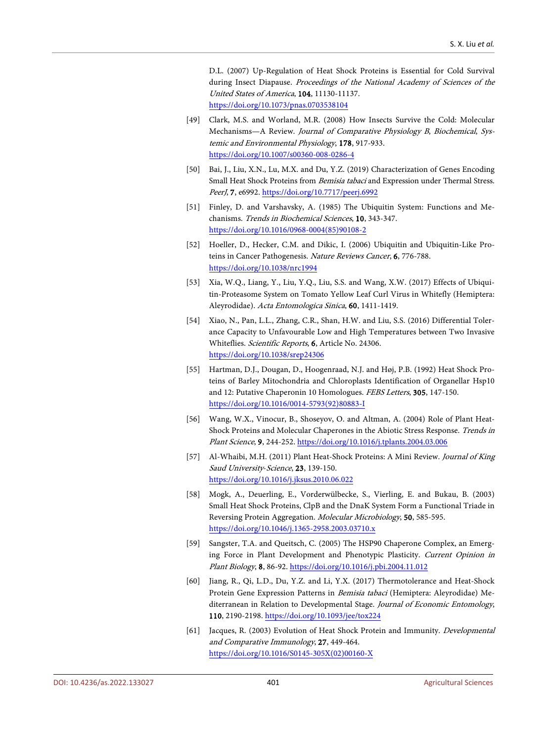D.L. (2007) Up-Regulation of Heat Shock Proteins is Essential for Cold Survival during Insect Diapause. *Proceedings of the National Academy of Sciences of the United States of America*, **104**, 11130-11137. https://doi.org/10.1073/pnas.0703538104

[49] Clark, M.S. and Worland, M.R. (2008) How Insects Survive the Cold: Molecular Mechanisms—A Review. *Journal of Comparative Physiology B, Biochemical, Systemic and Environmental Physiology*, **178**, 917-933. https://doi.org/10.1007/s00360-008-0286-4

[50] Bai, J., Liu, X.N., Lu, M.X. and Du, Y.Z. (2019) Characterization of Genes Encoding Small Heat Shock Proteins from *Bemisia tabaci* and Expression under Thermal Stress. *PeerJ*, **7**, e6992. https://doi.org/10.7717/peerj.6992

[51] Finley, D. and Varshavsky, A. (1985) The Ubiquitin System: Functions and Mechanisms. *Trends in Biochemical Sciences*, **10**, 343-347. https://doi.org/10.1016/0968-0004(85)90108-2

[52] Hoeller, D., Hecker, C.M. and Dikic, I. (2006) Ubiquitin and Ubiquitin-Like Proteins in Cancer Pathogenesis. *Nature Reviews Cancer*, **6**, 776-788. https://doi.org/10.1038/nrc1994

[53] Xia, W.Q., Liang, Y., Liu, Y.Q., Liu, S.S. and Wang, X.W. (2017) Effects of Ubiquitin-Proteasome System on Tomato Yellow Leaf Curl Virus in Whitefly (Hemiptera: Aleyrodidae). *Acta Entomologica Sinica*, **60**, 1411-1419.

[54] Xiao, N., Pan, L.L., Zhang, C.R., Shan, H.W. and Liu, S.S. (2016) Differential Tolerance Capacity to Unfavourable Low and High Temperatures between Two Invasive Whiteflies. *Scientific Reports*, **6**, Article No. 24306. https://doi.org/10.1038/srep24306

[55] Hartman, D.J., Dougan, D., Hoogenraad, N.J. and Høj, P.B. (1992) Heat Shock Proteins of Barley Mitochondria and Chloroplasts Identification of Organellar Hsp10 and 12: Putative Chaperonin 10 Homologues. *FEBS Letters*, **305**, 147-150. https://doi.org/10.1016/0014-5793(92)80883-I

[56] Wang, W.X., Vinocur, B., Shoseyov, O. and Altman, A. (2004) Role of Plant Heat-Shock Proteins and Molecular Chaperones in the Abiotic Stress Response. *Trends in Plant Science*, **9**, 244-252. https://doi.org/10.1016/j.tplants.2004.03.006

[57] Al-Whaibi, M.H. (2011) Plant Heat-Shock Proteins: A Mini Review. *Journal of King Saud University-Science*, **23**, 139-150. https://doi.org/10.1016/j.jksus.2010.06.022

[58] Mogk, A., Deuerling, E., Vorderwülbecke, S., Vierling, E. and Bukau, B. (2003) Small Heat Shock Proteins, ClpB and the DnaK System Form a Functional Triade in Reversing Protein Aggregation. *Molecular Microbiology*, **50**, 585-595. https://doi.org/10.1046/j.1365-2958.2003.03710.x

[59] Sangster, T.A. and Queitsch, C. (2005) The HSP90 Chaperone Complex, an Emerging Force in Plant Development and Phenotypic Plasticity. *Current Opinion in Plant Biology*, **8**, 86-92. https://doi.org/10.1016/j.pbi.2004.11.012

[60] Jiang, R., Qi, L.D., Du, Y.Z. and Li, Y.X. (2017) Thermotolerance and Heat-Shock Protein Gene Expression Patterns in *Bemisia tabaci* (Hemiptera: Aleyrodidae) Mediterranean in Relation to Developmental Stage. *Journal of Economic Entomology*, **110**, 2190-2198. https://doi.org/10.1093/jee/tox224

[61] Jacques, R. (2003) Evolution of Heat Shock Protein and Immunity. *Developmental and Comparative Immunology*, **27**, 449-464. https://doi.org/10.1016/S0145-305X(02)00160-X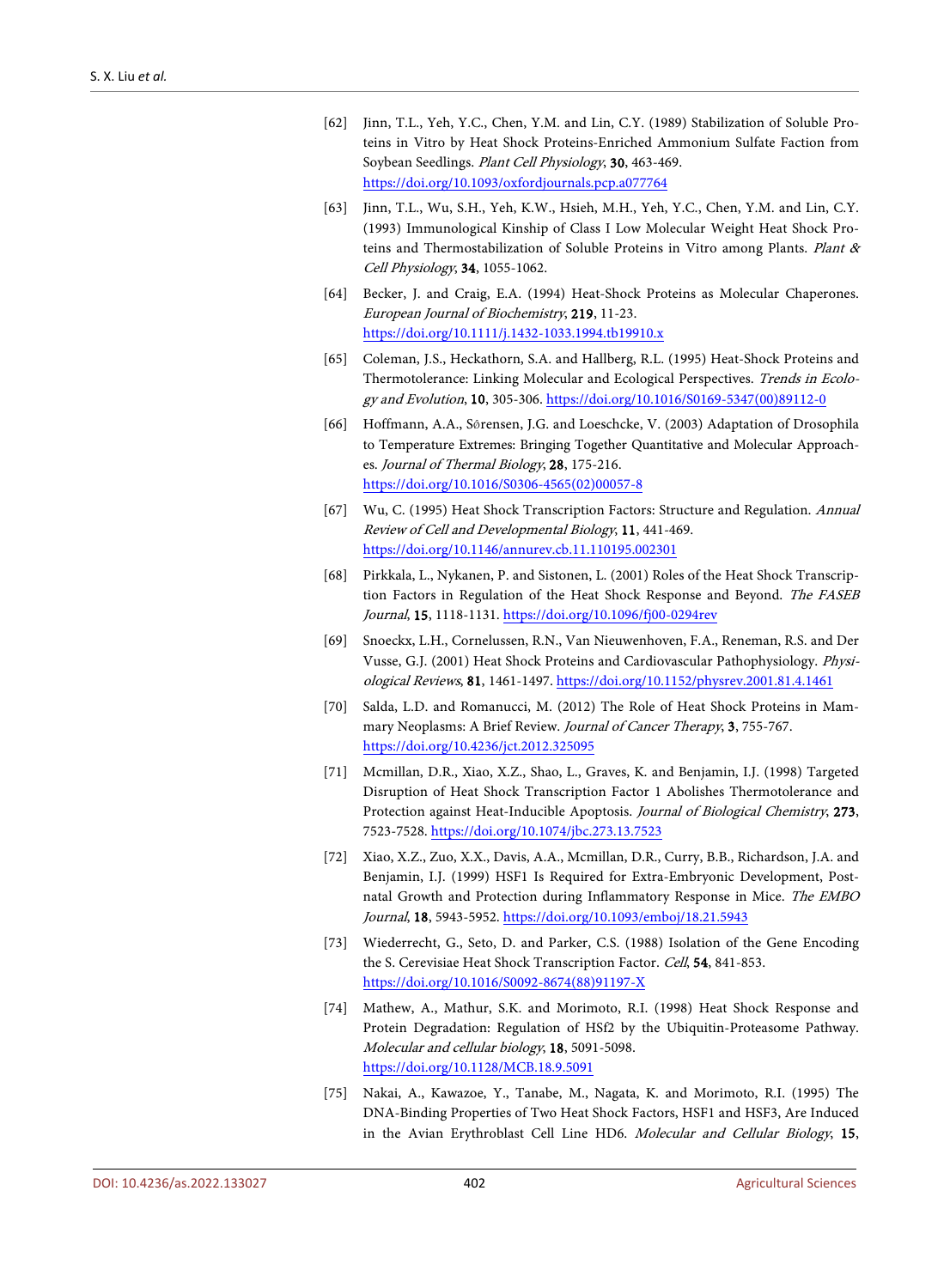[62] Jinn, T.L., Yeh, Y.C., Chen, Y.M. and Lin, C.Y. (1989) Stabilization of Soluble Proteins in Vitro by Heat Shock Proteins-Enriched Ammonium Sulfate Faction from Soybean Seedlings. *Plant Cell Physiology*, **30**, 463-469. https://doi.org/10.1093/oxfordjournals.pcp.a077764

[63] Jinn, T.L., Wu, S.H., Yeh, K.W., Hsieh, M.H., Yeh, Y.C., Chen, Y.M. and Lin, C.Y. (1993) Immunological Kinship of Class I Low Molecular Weight Heat Shock Proteins and Thermostabilization of Soluble Proteins in Vitro among Plants. *Plant & Cell Physiology*, **34**, 1055-1062.

[64] Becker, J. and Craig, E.A. (1994) Heat-Shock Proteins as Molecular Chaperones. *European Journal of Biochemistry*, **219**, 11-23. https://doi.org/10.1111/j.1432-1033.1994.tb19910.x

[65] Coleman, J.S., Heckathorn, S.A. and Hallberg, R.L. (1995) Heat-Shock Proteins and Thermotolerance: Linking Molecular and Ecological Perspectives. *Trends in Ecology and Evolution*, **10**, 305-306. https://doi.org/10.1016/S0169-5347(00)89112-0

[66] Hoffmann, A.A., Sǿrensen, J.G. and Loeschcke, V. (2003) Adaptation of Drosophila to Temperature Extremes: Bringing Together Quantitative and Molecular Approaches. *Journal of Thermal Biology*, **28**, 175-216. https://doi.org/10.1016/S0306-4565(02)00057-8

[67] Wu, C. (1995) Heat Shock Transcription Factors: Structure and Regulation. *Annual Review of Cell and Developmental Biology*, **11**, 441-469. https://doi.org/10.1146/annurev.cb.11.110195.002301

[68] Pirkkala, L., Nykanen, P. and Sistonen, L. (2001) Roles of the Heat Shock Transcription Factors in Regulation of the Heat Shock Response and Beyond. *The FASEB Journal*, **15**, 1118-1131. https://doi.org/10.1096/fj00-0294rev

[69] Snoeckx, L.H., Cornelussen, R.N., Van Nieuwenhoven, F.A., Reneman, R.S. and Der Vusse, G.J. (2001) Heat Shock Proteins and Cardiovascular Pathophysiology. *Physiological Reviews*, **81**, 1461-1497. https://doi.org/10.1152/physrev.2001.81.4.1461

[70] Salda, L.D. and Romanucci, M. (2012) The Role of Heat Shock Proteins in Mammary Neoplasms: A Brief Review. *Journal of Cancer Therapy*, **3**, 755-767. https://doi.org/10.4236/jct.2012.325095

[71] Mcmillan, D.R., Xiao, X.Z., Shao, L., Graves, K. and Benjamin, I.J. (1998) Targeted Disruption of Heat Shock Transcription Factor 1 Abolishes Thermotolerance and Protection against Heat-Inducible Apoptosis. *Journal of Biological Chemistry*, **273**, 7523-7528. https://doi.org/10.1074/jbc.273.13.7523

[72] Xiao, X.Z., Zuo, X.X., Davis, A.A., Mcmillan, D.R., Curry, B.B., Richardson, J.A. and Benjamin, I.J. (1999) HSF1 Is Required for Extra-Embryonic Development, Postnatal Growth and Protection during Inflammatory Response in Mice. *The EMBO Journal*, **18**, 5943-5952. https://doi.org/10.1093/emboj/18.21.5943

[73] Wiederrecht, G., Seto, D. and Parker, C.S. (1988) Isolation of the Gene Encoding the S. Cerevisiae Heat Shock Transcription Factor. *Cell*, **54**, 841-853. https://doi.org/10.1016/S0092-8674(88)91197-X

[74] Mathew, A., Mathur, S.K. and Morimoto, R.I. (1998) Heat Shock Response and Protein Degradation: Regulation of HSf2 by the Ubiquitin-Proteasome Pathway. *Molecular and cellular biology*, **18**, 5091-5098. https://doi.org/10.1128/MCB.18.9.5091

[75] Nakai, A., Kawazoe, Y., Tanabe, M., Nagata, K. and Morimoto, R.I. (1995) The DNA-Binding Properties of Two Heat Shock Factors, HSF1 and HSF3, Are Induced in the Avian Erythroblast Cell Line HD6. *Molecular and Cellular Biology*, **15**,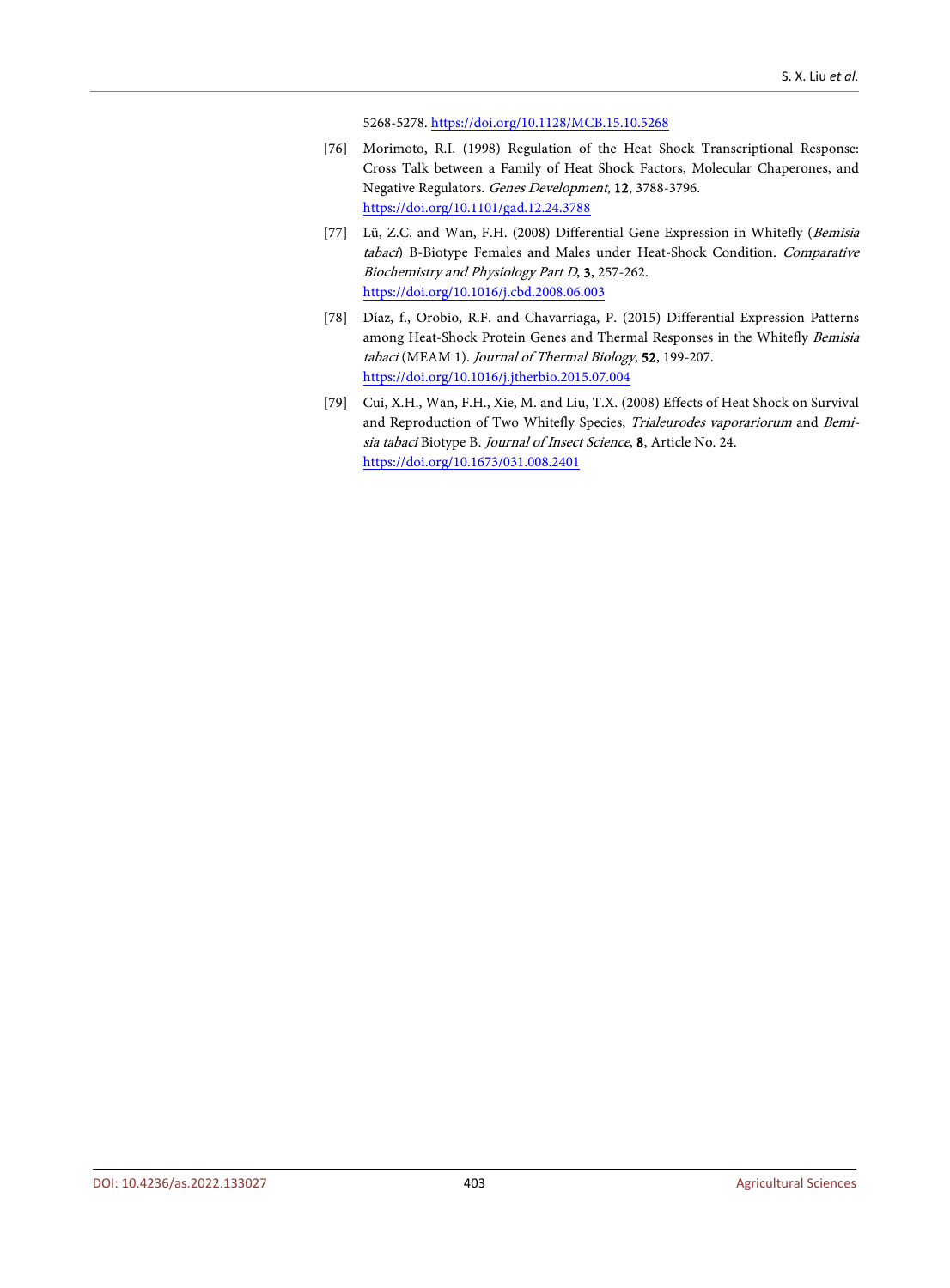5268-5278. https://doi.org/10.1128/MCB.15.10.5268

[76] Morimoto, R.I. (1998) Regulation of the Heat Shock Transcriptional Response: Cross Talk between a Family of Heat Shock Factors, Molecular Chaperones, and Negative Regulators. *Genes Development*, **12**, 3788-3796. https://doi.org/10.1101/gad.12.24.3788

[77] Lü, Z.C. and Wan, F.H. (2008) Differential Gene Expression in Whitefly (*Bemisia tabaci*) B-Biotype Females and Males under Heat-Shock Condition. *Comparative Biochemistry and Physiology Part D*, **3**, 257-262. https://doi.org/10.1016/j.cbd.2008.06.003

[78] Díaz, f., Orobio, R.F. and Chavarriaga, P. (2015) Differential Expression Patterns among Heat-Shock Protein Genes and Thermal Responses in the Whitefly *Bemisia tabaci* (MEAM 1). *Journal of Thermal Biology*, **52**, 199-207. https://doi.org/10.1016/j.jtherbio.2015.07.004

[79] Cui, X.H., Wan, F.H., Xie, M. and Liu, T.X. (2008) Effects of Heat Shock on Survival and Reproduction of Two Whitefly Species, *Trialeurodes vaporariorum* and *Bemisia tabaci* Biotype B. *Journal of Insect Science*, **8**, Article No. 24. https://doi.org/10.1673/031.008.2401